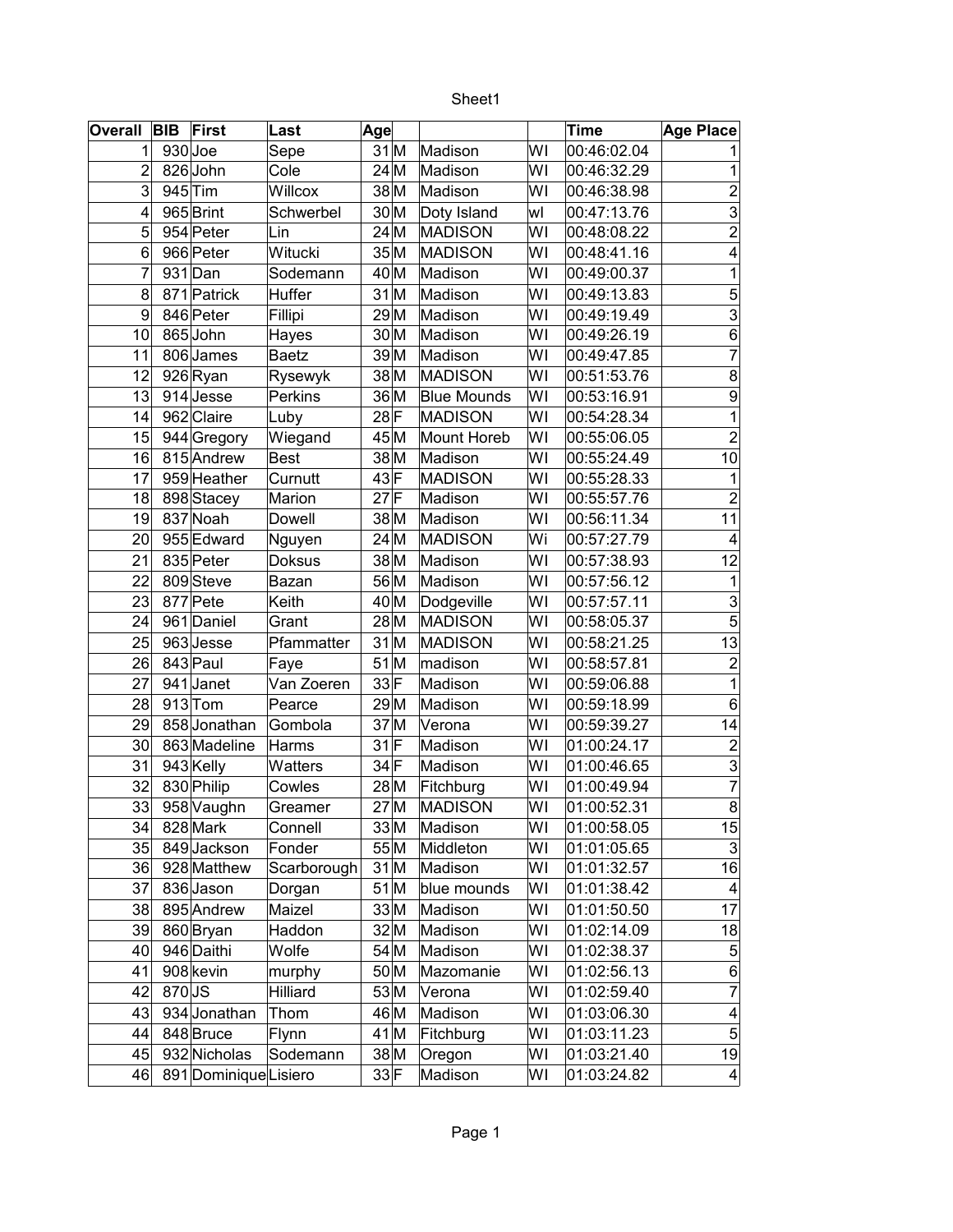Sheet1

| Overall | BIB | First | Last | Age | | | | Time | Age Place |
|---|---|---|---|---|---|---|---|---|---|
| 1 | 930 | Joe | Sepe | 31 | M | Madison | WI | 00:46:02.04 | 1 |
| 2 | 826 | John | Cole | 24 | M | Madison | WI | 00:46:32.29 | 1 |
| 3 | 945 | Tim | Willcox | 38 | M | Madison | WI | 00:46:38.98 | 2 |
| 4 | 965 | Brint | Schwerbel | 30 | M | Doty Island | wI | 00:47:13.76 | 3 |
| 5 | 954 | Peter | Lin | 24 | M | MADISON | WI | 00:48:08.22 | 2 |
| 6 | 966 | Peter | Witucki | 35 | M | MADISON | WI | 00:48:41.16 | 4 |
| 7 | 931 | Dan | Sodemann | 40 | M | Madison | WI | 00:49:00.37 | 1 |
| 8 | 871 | Patrick | Huffer | 31 | M | Madison | WI | 00:49:13.83 | 5 |
| 9 | 846 | Peter | Fillipi | 29 | M | Madison | WI | 00:49:19.49 | 3 |
| 10 | 865 | John | Hayes | 30 | M | Madison | WI | 00:49:26.19 | 6 |
| 11 | 806 | James | Baetz | 39 | M | Madison | WI | 00:49:47.85 | 7 |
| 12 | 926 | Ryan | Rysewyk | 38 | M | MADISON | WI | 00:51:53.76 | 8 |
| 13 | 914 | Jesse | Perkins | 36 | M | Blue Mounds | WI | 00:53:16.91 | 9 |
| 14 | 962 | Claire | Luby | 28 | F | MADISON | WI | 00:54:28.34 | 1 |
| 15 | 944 | Gregory | Wiegand | 45 | M | Mount Horeb | WI | 00:55:06.05 | 2 |
| 16 | 815 | Andrew | Best | 38 | M | Madison | WI | 00:55:24.49 | 10 |
| 17 | 959 | Heather | Curnutt | 43 | F | MADISON | WI | 00:55:28.33 | 1 |
| 18 | 898 | Stacey | Marion | 27 | F | Madison | WI | 00:55:57.76 | 2 |
| 19 | 837 | Noah | Dowell | 38 | M | Madison | WI | 00:56:11.34 | 11 |
| 20 | 955 | Edward | Nguyen | 24 | M | MADISON | Wi | 00:57:27.79 | 4 |
| 21 | 835 | Peter | Doksus | 38 | M | Madison | WI | 00:57:38.93 | 12 |
| 22 | 809 | Steve | Bazan | 56 | M | Madison | WI | 00:57:56.12 | 1 |
| 23 | 877 | Pete | Keith | 40 | M | Dodgeville | WI | 00:57:57.11 | 3 |
| 24 | 961 | Daniel | Grant | 28 | M | MADISON | WI | 00:58:05.37 | 5 |
| 25 | 963 | Jesse | Pfammatter | 31 | M | MADISON | WI | 00:58:21.25 | 13 |
| 26 | 843 | Paul | Faye | 51 | M | madison | WI | 00:58:57.81 | 2 |
| 27 | 941 | Janet | Van Zoeren | 33 | F | Madison | WI | 00:59:06.88 | 1 |
| 28 | 913 | Tom | Pearce | 29 | M | Madison | WI | 00:59:18.99 | 6 |
| 29 | 858 | Jonathan | Gombola | 37 | M | Verona | WI | 00:59:39.27 | 14 |
| 30 | 863 | Madeline | Harms | 31 | F | Madison | WI | 01:00:24.17 | 2 |
| 31 | 943 | Kelly | Watters | 34 | F | Madison | WI | 01:00:46.65 | 3 |
| 32 | 830 | Philip | Cowles | 28 | M | Fitchburg | WI | 01:00:49.94 | 7 |
| 33 | 958 | Vaughn | Greamer | 27 | M | MADISON | WI | 01:00:52.31 | 8 |
| 34 | 828 | Mark | Connell | 33 | M | Madison | WI | 01:00:58.05 | 15 |
| 35 | 849 | Jackson | Fonder | 55 | M | Middleton | WI | 01:01:05.65 | 3 |
| 36 | 928 | Matthew | Scarborough | 31 | M | Madison | WI | 01:01:32.57 | 16 |
| 37 | 836 | Jason | Dorgan | 51 | M | blue mounds | WI | 01:01:38.42 | 4 |
| 38 | 895 | Andrew | Maizel | 33 | M | Madison | WI | 01:01:50.50 | 17 |
| 39 | 860 | Bryan | Haddon | 32 | M | Madison | WI | 01:02:14.09 | 18 |
| 40 | 946 | Daithi | Wolfe | 54 | M | Madison | WI | 01:02:38.37 | 5 |
| 41 | 908 | kevin | murphy | 50 | M | Mazomanie | WI | 01:02:56.13 | 6 |
| 42 | 870 | JS | Hilliard | 53 | M | Verona | WI | 01:02:59.40 | 7 |
| 43 | 934 | Jonathan | Thom | 46 | M | Madison | WI | 01:03:06.30 | 4 |
| 44 | 848 | Bruce | Flynn | 41 | M | Fitchburg | WI | 01:03:11.23 | 5 |
| 45 | 932 | Nicholas | Sodemann | 38 | M | Oregon | WI | 01:03:21.40 | 19 |
| 46 | 891 | Dominique | Lisiero | 33 | F | Madison | WI | 01:03:24.82 | 4 |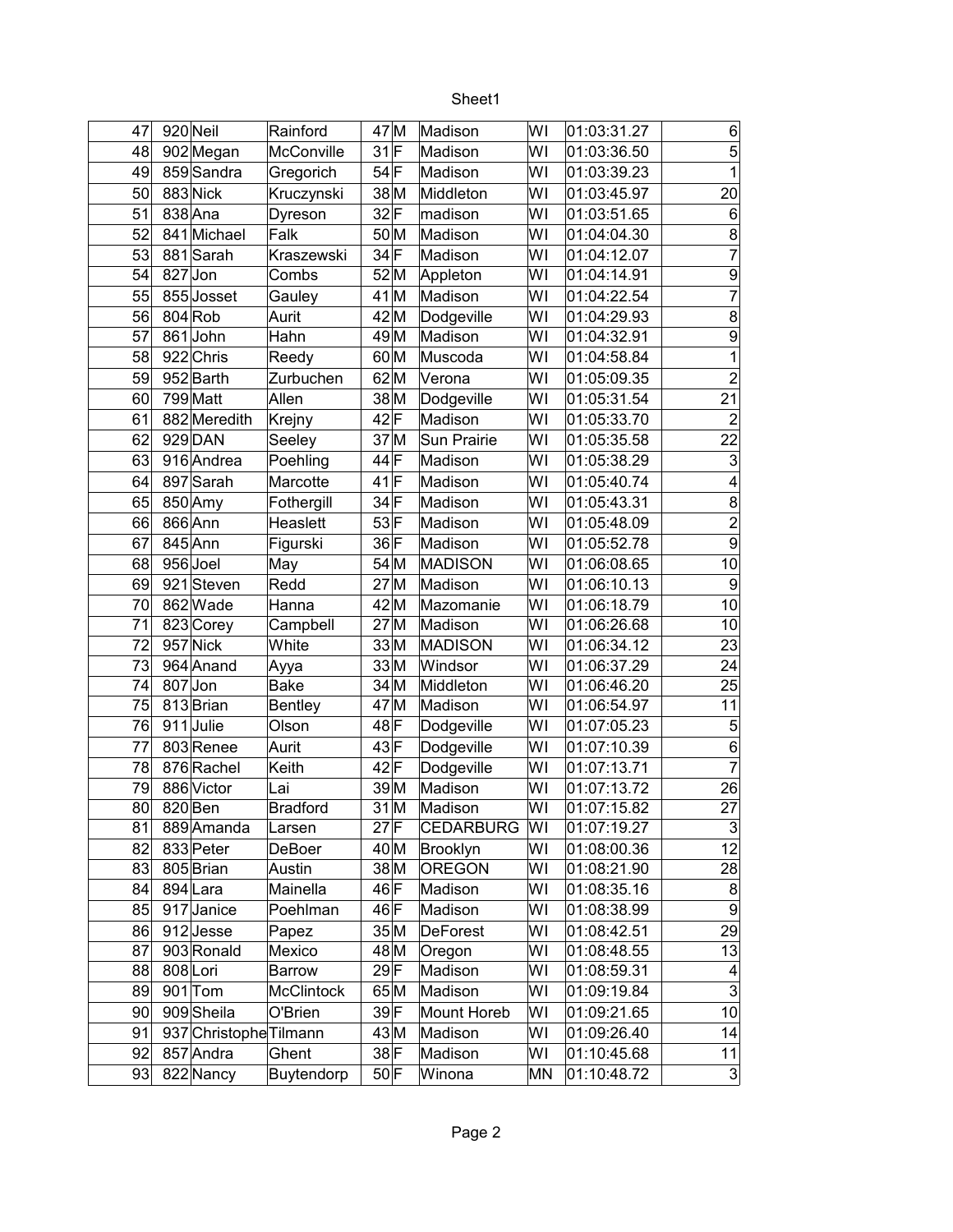| | | | | | | | | | |
|---|---|---|---|---|---|---|---|---|---|
| 47 | 920 | Neil | Rainford | 47 | M | Madison | WI | 01:03:31.27 | 6 |
| 48 | 902 | Megan | McConville | 31 | F | Madison | WI | 01:03:36.50 | 5 |
| 49 | 859 | Sandra | Gregorich | 54 | F | Madison | WI | 01:03:39.23 | 1 |
| 50 | 883 | Nick | Kruczynski | 38 | M | Middleton | WI | 01:03:45.97 | 20 |
| 51 | 838 | Ana | Dyreson | 32 | F | madison | WI | 01:03:51.65 | 6 |
| 52 | 841 | Michael | Falk | 50 | M | Madison | WI | 01:04:04.30 | 8 |
| 53 | 881 | Sarah | Kraszewski | 34 | F | Madison | WI | 01:04:12.07 | 7 |
| 54 | 827 | Jon | Combs | 52 | M | Appleton | WI | 01:04:14.91 | 9 |
| 55 | 855 | Josset | Gauley | 41 | M | Madison | WI | 01:04:22.54 | 7 |
| 56 | 804 | Rob | Aurit | 42 | M | Dodgeville | WI | 01:04:29.93 | 8 |
| 57 | 861 | John | Hahn | 49 | M | Madison | WI | 01:04:32.91 | 9 |
| 58 | 922 | Chris | Reedy | 60 | M | Muscoda | WI | 01:04:58.84 | 1 |
| 59 | 952 | Barth | Zurbuchen | 62 | M | Verona | WI | 01:05:09.35 | 2 |
| 60 | 799 | Matt | Allen | 38 | M | Dodgeville | WI | 01:05:31.54 | 21 |
| 61 | 882 | Meredith | Krejny | 42 | F | Madison | WI | 01:05:33.70 | 2 |
| 62 | 929 | DAN | Seeley | 37 | M | Sun Prairie | WI | 01:05:35.58 | 22 |
| 63 | 916 | Andrea | Poehling | 44 | F | Madison | WI | 01:05:38.29 | 3 |
| 64 | 897 | Sarah | Marcotte | 41 | F | Madison | WI | 01:05:40.74 | 4 |
| 65 | 850 | Amy | Fothergill | 34 | F | Madison | WI | 01:05:43.31 | 8 |
| 66 | 866 | Ann | Heaslett | 53 | F | Madison | WI | 01:05:48.09 | 2 |
| 67 | 845 | Ann | Figurski | 36 | F | Madison | WI | 01:05:52.78 | 9 |
| 68 | 956 | Joel | May | 54 | M | MADISON | WI | 01:06:08.65 | 10 |
| 69 | 921 | Steven | Redd | 27 | M | Madison | WI | 01:06:10.13 | 9 |
| 70 | 862 | Wade | Hanna | 42 | M | Mazomanie | WI | 01:06:18.79 | 10 |
| 71 | 823 | Corey | Campbell | 27 | M | Madison | WI | 01:06:26.68 | 10 |
| 72 | 957 | Nick | White | 33 | M | MADISON | WI | 01:06:34.12 | 23 |
| 73 | 964 | Anand | Ayya | 33 | M | Windsor | WI | 01:06:37.29 | 24 |
| 74 | 807 | Jon | Bake | 34 | M | Middleton | WI | 01:06:46.20 | 25 |
| 75 | 813 | Brian | Bentley | 47 | M | Madison | WI | 01:06:54.97 | 11 |
| 76 | 911 | Julie | Olson | 48 | F | Dodgeville | WI | 01:07:05.23 | 5 |
| 77 | 803 | Renee | Aurit | 43 | F | Dodgeville | WI | 01:07:10.39 | 6 |
| 78 | 876 | Rachel | Keith | 42 | F | Dodgeville | WI | 01:07:13.71 | 7 |
| 79 | 886 | Victor | Lai | 39 | M | Madison | WI | 01:07:13.72 | 26 |
| 80 | 820 | Ben | Bradford | 31 | M | Madison | WI | 01:07:15.82 | 27 |
| 81 | 889 | Amanda | Larsen | 27 | F | CEDARBURG | WI | 01:07:19.27 | 3 |
| 82 | 833 | Peter | DeBoer | 40 | M | Brooklyn | WI | 01:08:00.36 | 12 |
| 83 | 805 | Brian | Austin | 38 | M | OREGON | WI | 01:08:21.90 | 28 |
| 84 | 894 | Lara | Mainella | 46 | F | Madison | WI | 01:08:35.16 | 8 |
| 85 | 917 | Janice | Poehlman | 46 | F | Madison | WI | 01:08:38.99 | 9 |
| 86 | 912 | Jesse | Papez | 35 | M | DeForest | WI | 01:08:42.51 | 29 |
| 87 | 903 | Ronald | Mexico | 48 | M | Oregon | WI | 01:08:48.55 | 13 |
| 88 | 808 | Lori | Barrow | 29 | F | Madison | WI | 01:08:59.31 | 4 |
| 89 | 901 | Tom | McClintock | 65 | M | Madison | WI | 01:09:19.84 | 3 |
| 90 | 909 | Sheila | O'Brien | 39 | F | Mount Horeb | WI | 01:09:21.65 | 10 |
| 91 | 937 | Christophe | Tilmann | 43 | M | Madison | WI | 01:09:26.40 | 14 |
| 92 | 857 | Andra | Ghent | 38 | F | Madison | WI | 01:10:45.68 | 11 |
| 93 | 822 | Nancy | Buytendorp | 50 | F | Winona | MN | 01:10:48.72 | 3 |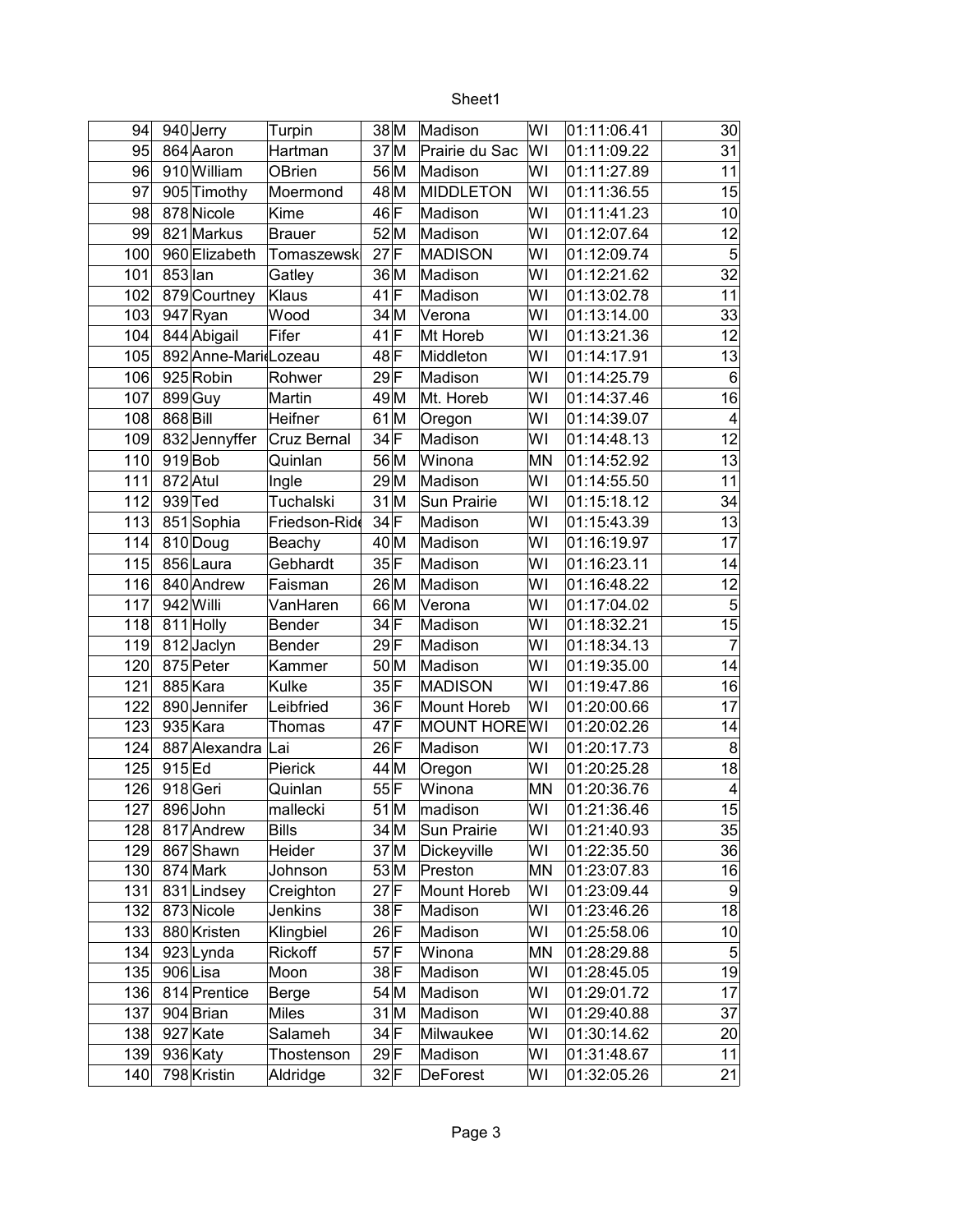Sheet1

| | | | | | | | | | |
|---|---|---|---|---|---|---|---|---|---|
| 94 | 940 | Jerry | Turpin | 38 | M | Madison | WI | 01:11:06.41 | 30 |
| 95 | 864 | Aaron | Hartman | 37 | M | Prairie du Sac | WI | 01:11:09.22 | 31 |
| 96 | 910 | William | OBrien | 56 | M | Madison | WI | 01:11:27.89 | 11 |
| 97 | 905 | Timothy | Moermond | 48 | M | MIDDLETON | WI | 01:11:36.55 | 15 |
| 98 | 878 | Nicole | Kime | 46 | F | Madison | WI | 01:11:41.23 | 10 |
| 99 | 821 | Markus | Brauer | 52 | M | Madison | WI | 01:12:07.64 | 12 |
| 100 | 960 | Elizabeth | Tomaszewsk | 27 | F | MADISON | WI | 01:12:09.74 | 5 |
| 101 | 853 | Ian | Gatley | 36 | M | Madison | WI | 01:12:21.62 | 32 |
| 102 | 879 | Courtney | Klaus | 41 | F | Madison | WI | 01:13:02.78 | 11 |
| 103 | 947 | Ryan | Wood | 34 | M | Verona | WI | 01:13:14.00 | 33 |
| 104 | 844 | Abigail | Fifer | 41 | F | Mt Horeb | WI | 01:13:21.36 | 12 |
| 105 | 892 | Anne-Mari | Lozeau | 48 | F | Middleton | WI | 01:14:17.91 | 13 |
| 106 | 925 | Robin | Rohwer | 29 | F | Madison | WI | 01:14:25.79 | 6 |
| 107 | 899 | Guy | Martin | 49 | M | Mt. Horeb | WI | 01:14:37.46 | 16 |
| 108 | 868 | Bill | Heifner | 61 | M | Oregon | WI | 01:14:39.07 | 4 |
| 109 | 832 | Jennyffer | Cruz Bernal | 34 | F | Madison | WI | 01:14:48.13 | 12 |
| 110 | 919 | Bob | Quinlan | 56 | M | Winona | MN | 01:14:52.92 | 13 |
| 111 | 872 | Atul | Ingle | 29 | M | Madison | WI | 01:14:55.50 | 11 |
| 112 | 939 | Ted | Tuchalski | 31 | M | Sun Prairie | WI | 01:15:18.12 | 34 |
| 113 | 851 | Sophia | Friedson-Rid | 34 | F | Madison | WI | 01:15:43.39 | 13 |
| 114 | 810 | Doug | Beachy | 40 | M | Madison | WI | 01:16:19.97 | 17 |
| 115 | 856 | Laura | Gebhardt | 35 | F | Madison | WI | 01:16:23.11 | 14 |
| 116 | 840 | Andrew | Faisman | 26 | M | Madison | WI | 01:16:48.22 | 12 |
| 117 | 942 | Willi | VanHaren | 66 | M | Verona | WI | 01:17:04.02 | 5 |
| 118 | 811 | Holly | Bender | 34 | F | Madison | WI | 01:18:32.21 | 15 |
| 119 | 812 | Jaclyn | Bender | 29 | F | Madison | WI | 01:18:34.13 | 7 |
| 120 | 875 | Peter | Kammer | 50 | M | Madison | WI | 01:19:35.00 | 14 |
| 121 | 885 | Kara | Kulke | 35 | F | MADISON | WI | 01:19:47.86 | 16 |
| 122 | 890 | Jennifer | Leibfried | 36 | F | Mount Horeb | WI | 01:20:00.66 | 17 |
| 123 | 935 | Kara | Thomas | 47 | F | MOUNT HORE | WI | 01:20:02.26 | 14 |
| 124 | 887 | Alexandra | Lai | 26 | F | Madison | WI | 01:20:17.73 | 8 |
| 125 | 915 | Ed | Pierick | 44 | M | Oregon | WI | 01:20:25.28 | 18 |
| 126 | 918 | Geri | Quinlan | 55 | F | Winona | MN | 01:20:36.76 | 4 |
| 127 | 896 | John | mallecki | 51 | M | madison | WI | 01:21:36.46 | 15 |
| 128 | 817 | Andrew | Bills | 34 | M | Sun Prairie | WI | 01:21:40.93 | 35 |
| 129 | 867 | Shawn | Heider | 37 | M | Dickeyville | WI | 01:22:35.50 | 36 |
| 130 | 874 | Mark | Johnson | 53 | M | Preston | MN | 01:23:07.83 | 16 |
| 131 | 831 | Lindsey | Creighton | 27 | F | Mount Horeb | WI | 01:23:09.44 | 9 |
| 132 | 873 | Nicole | Jenkins | 38 | F | Madison | WI | 01:23:46.26 | 18 |
| 133 | 880 | Kristen | Klingbiel | 26 | F | Madison | WI | 01:25:58.06 | 10 |
| 134 | 923 | Lynda | Rickoff | 57 | F | Winona | MN | 01:28:29.88 | 5 |
| 135 | 906 | Lisa | Moon | 38 | F | Madison | WI | 01:28:45.05 | 19 |
| 136 | 814 | Prentice | Berge | 54 | M | Madison | WI | 01:29:01.72 | 17 |
| 137 | 904 | Brian | Miles | 31 | M | Madison | WI | 01:29:40.88 | 37 |
| 138 | 927 | Kate | Salameh | 34 | F | Milwaukee | WI | 01:30:14.62 | 20 |
| 139 | 936 | Katy | Thostenson | 29 | F | Madison | WI | 01:31:48.67 | 11 |
| 140 | 798 | Kristin | Aldridge | 32 | F | DeForest | WI | 01:32:05.26 | 21 |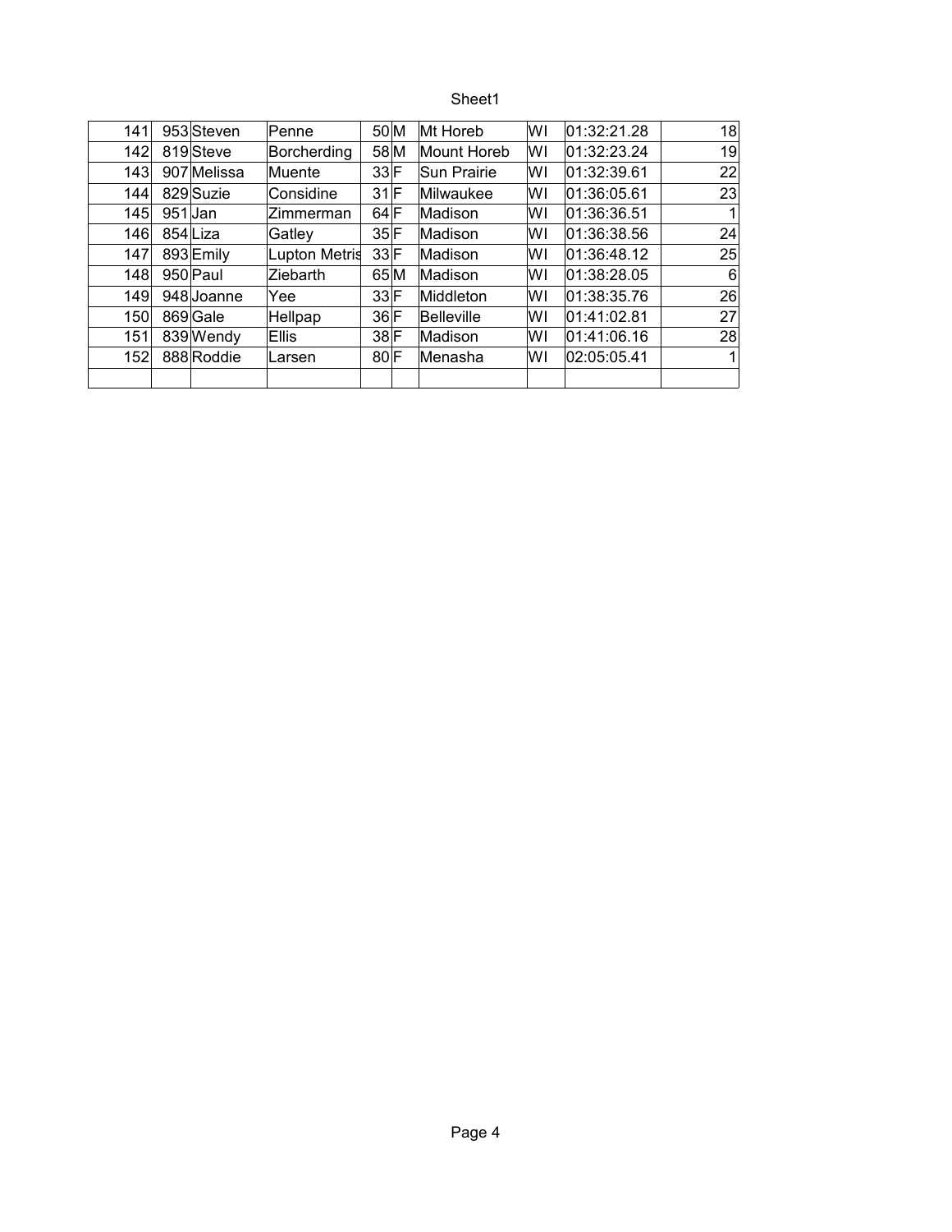| | | | | | | | | | |
|---|---|---|---|---|---|---|---|---|---|
| 141 | 953 | Steven | Penne | 50 | M | Mt Horeb | WI | 01:32:21.28 | 18 |
| 142 | 819 | Steve | Borcherding | 58 | M | Mount Horeb | WI | 01:32:23.24 | 19 |
| 143 | 907 | Melissa | Muente | 33 | F | Sun Prairie | WI | 01:32:39.61 | 22 |
| 144 | 829 | Suzie | Considine | 31 | F | Milwaukee | WI | 01:36:05.61 | 23 |
| 145 | 951 | Jan | Zimmerman | 64 | F | Madison | WI | 01:36:36.51 | 1 |
| 146 | 854 | Liza | Gatley | 35 | F | Madison | WI | 01:36:38.56 | 24 |
| 147 | 893 | Emily | Lupton Metris | 33 | F | Madison | WI | 01:36:48.12 | 25 |
| 148 | 950 | Paul | Ziebarth | 65 | M | Madison | WI | 01:38:28.05 | 6 |
| 149 | 948 | Joanne | Yee | 33 | F | Middleton | WI | 01:38:35.76 | 26 |
| 150 | 869 | Gale | Hellpap | 36 | F | Belleville | WI | 01:41:02.81 | 27 |
| 151 | 839 | Wendy | Ellis | 38 | F | Madison | WI | 01:41:06.16 | 28 |
| 152 | 888 | Roddie | Larsen | 80 | F | Menasha | WI | 02:05:05.41 | 1 |
| | | | | | | | | | |